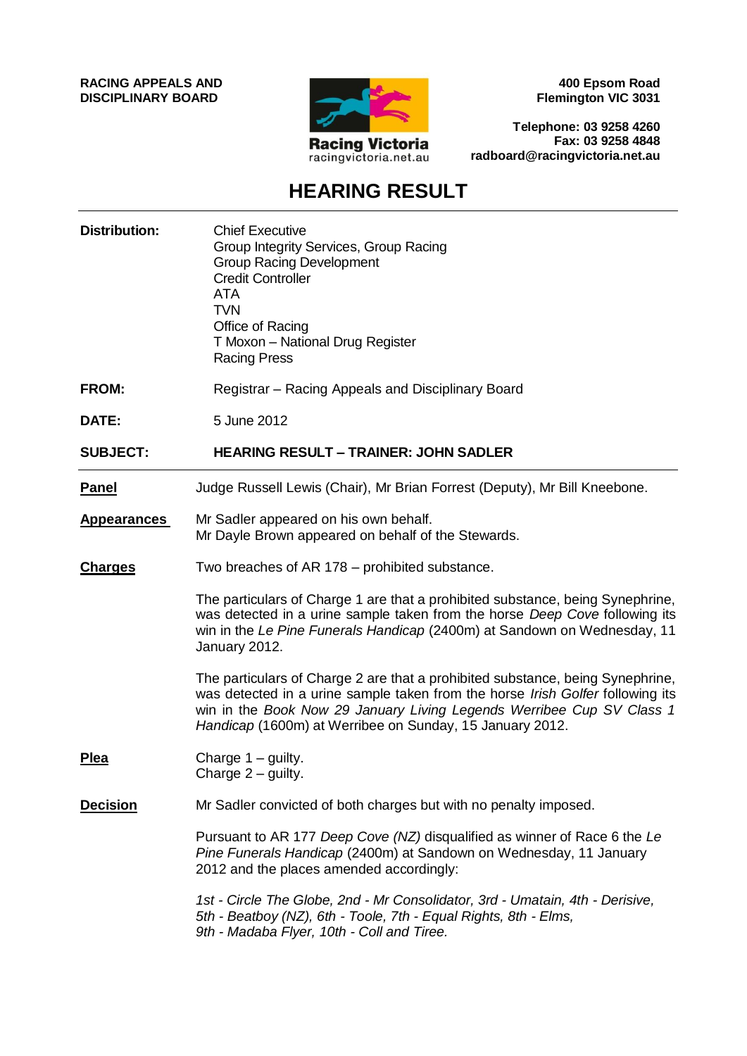**RACING APPEALS AND DISCIPLINARY BOARD**

Racing Victoria
racingvictoria.net.au

**400 Epsom Road**
**Flemington VIC 3031**

**Telephone: 03 9258 4260**
**Fax: 03 9258 4848**
**radboard@racingvictoria.net.au**

# HEARING RESULT

**Distribution:** Chief Executive
Group Integrity Services, Group Racing
Group Racing Development
Credit Controller
ATA
TVN
Office of Racing
T Moxon – National Drug Register
Racing Press

**FROM:** Registrar – Racing Appeals and Disciplinary Board

**DATE:** 5 June 2012

**SUBJECT:** **HEARING RESULT – TRAINER: JOHN SADLER**

**Panel**

Judge Russell Lewis (Chair), Mr Brian Forrest (Deputy), Mr Bill Kneebone.

**Appearances**

Mr Sadler appeared on his own behalf.
Mr Dayle Brown appeared on behalf of the Stewards.

**Charges**

Two breaches of AR 178 – prohibited substance.

The particulars of Charge 1 are that a prohibited substance, being Synephrine, was detected in a urine sample taken from the horse *Deep Cove* following its win in the *Le Pine Funerals Handicap* (2400m) at Sandown on Wednesday, 11 January 2012.

The particulars of Charge 2 are that a prohibited substance, being Synephrine, was detected in a urine sample taken from the horse *Irish Golfer* following its win in the *Book Now 29 January Living Legends Werribee Cup SV Class 1 Handicap* (1600m) at Werribee on Sunday, 15 January 2012.

**Plea**

Charge 1 – guilty.
Charge 2 – guilty.

**Decision**

Mr Sadler convicted of both charges but with no penalty imposed.

Pursuant to AR 177 *Deep Cove (NZ)* disqualified as winner of Race 6 the *Le Pine Funerals Handicap* (2400m) at Sandown on Wednesday, 11 January 2012 and the places amended accordingly:

*1st - Circle The Globe, 2nd - Mr Consolidator, 3rd - Umatain, 4th - Derisive,*
*5th - Beatboy (NZ), 6th - Toole, 7th - Equal Rights, 8th - Elms,*
*9th - Madaba Flyer, 10th - Coll and Tiree.*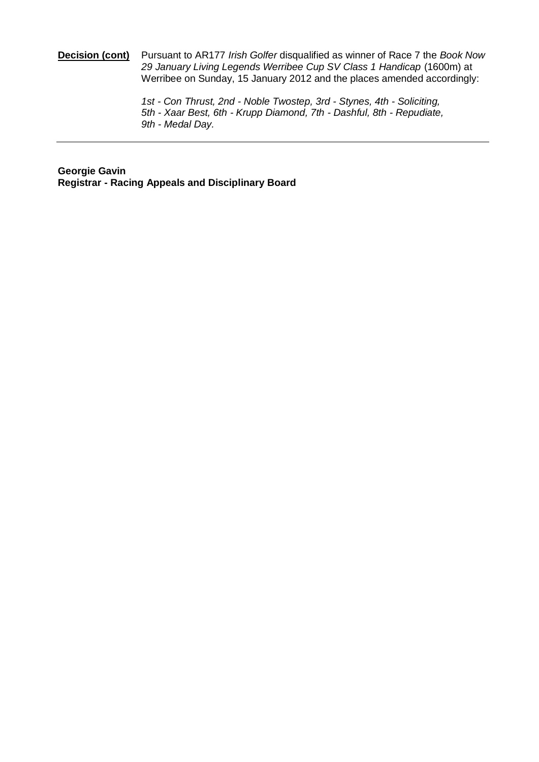**Decision (cont)** Pursuant to AR177 *Irish Golfer* disqualified as winner of Race 7 the *Book Now 29 January Living Legends Werribee Cup SV Class 1 Handicap* (1600m) at Werribee on Sunday, 15 January 2012 and the places amended accordingly:

*1st - Con Thrust, 2nd - Noble Twostep, 3rd - Stynes, 4th - Soliciting, 5th - Xaar Best, 6th - Krupp Diamond, 7th - Dashful, 8th - Repudiate, 9th - Medal Day.*

---

**Georgie Gavin**
**Registrar - Racing Appeals and Disciplinary Board**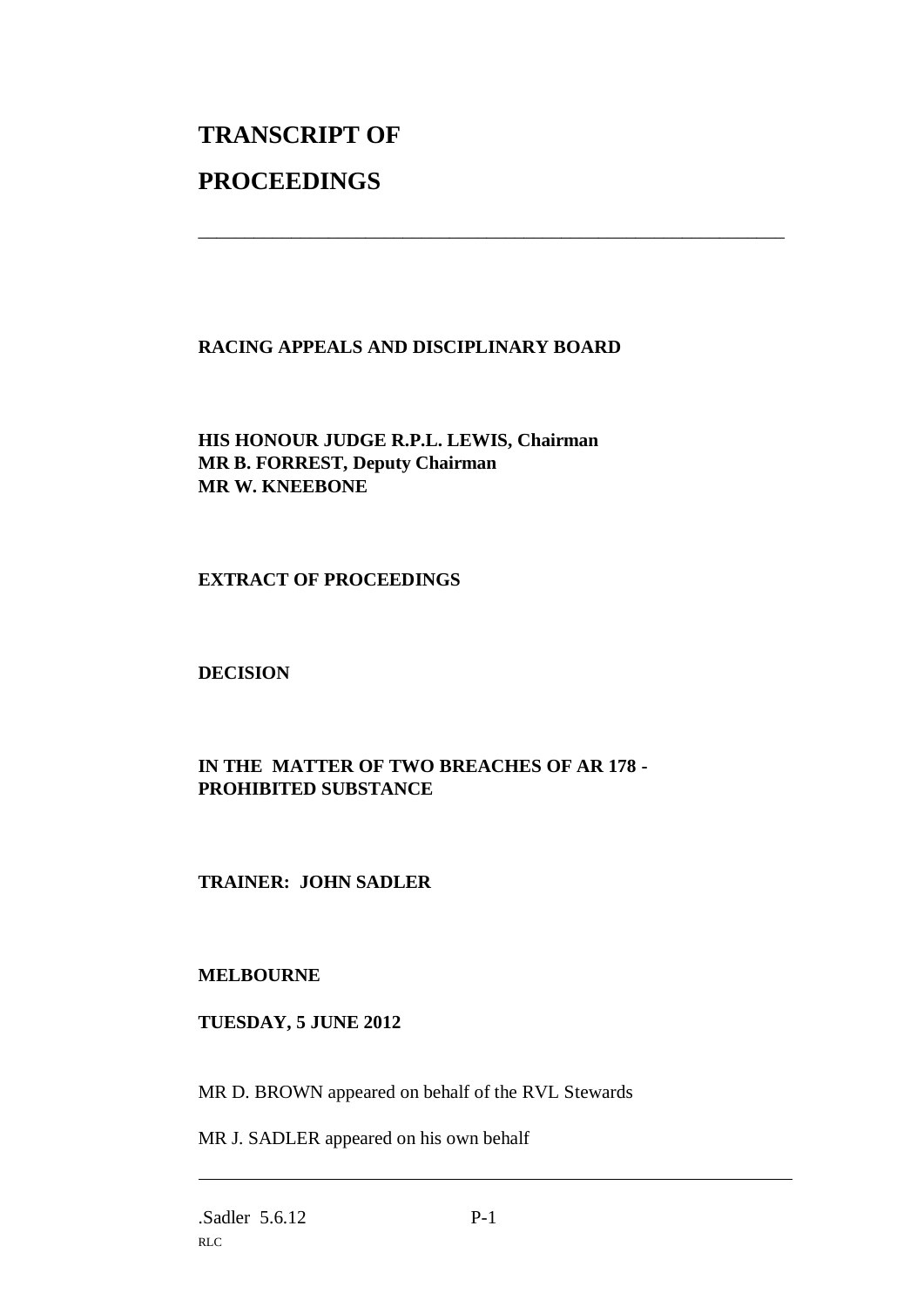# TRANSCRIPT OF PROCEEDINGS

---

**RACING APPEALS AND DISCIPLINARY BOARD**

**HIS HONOUR JUDGE R.P.L. LEWIS, Chairman**
**MR B. FORREST, Deputy Chairman**
**MR W. KNEEBONE**

**EXTRACT OF PROCEEDINGS**

**DECISION**

**IN THE MATTER OF TWO BREACHES OF AR 178 - PROHIBITED SUBSTANCE**

**TRAINER: JOHN SADLER**

**MELBOURNE**

**TUESDAY, 5 JUNE 2012**

MR D. BROWN appeared on behalf of the RVL Stewards

MR J. SADLER appeared on his own behalf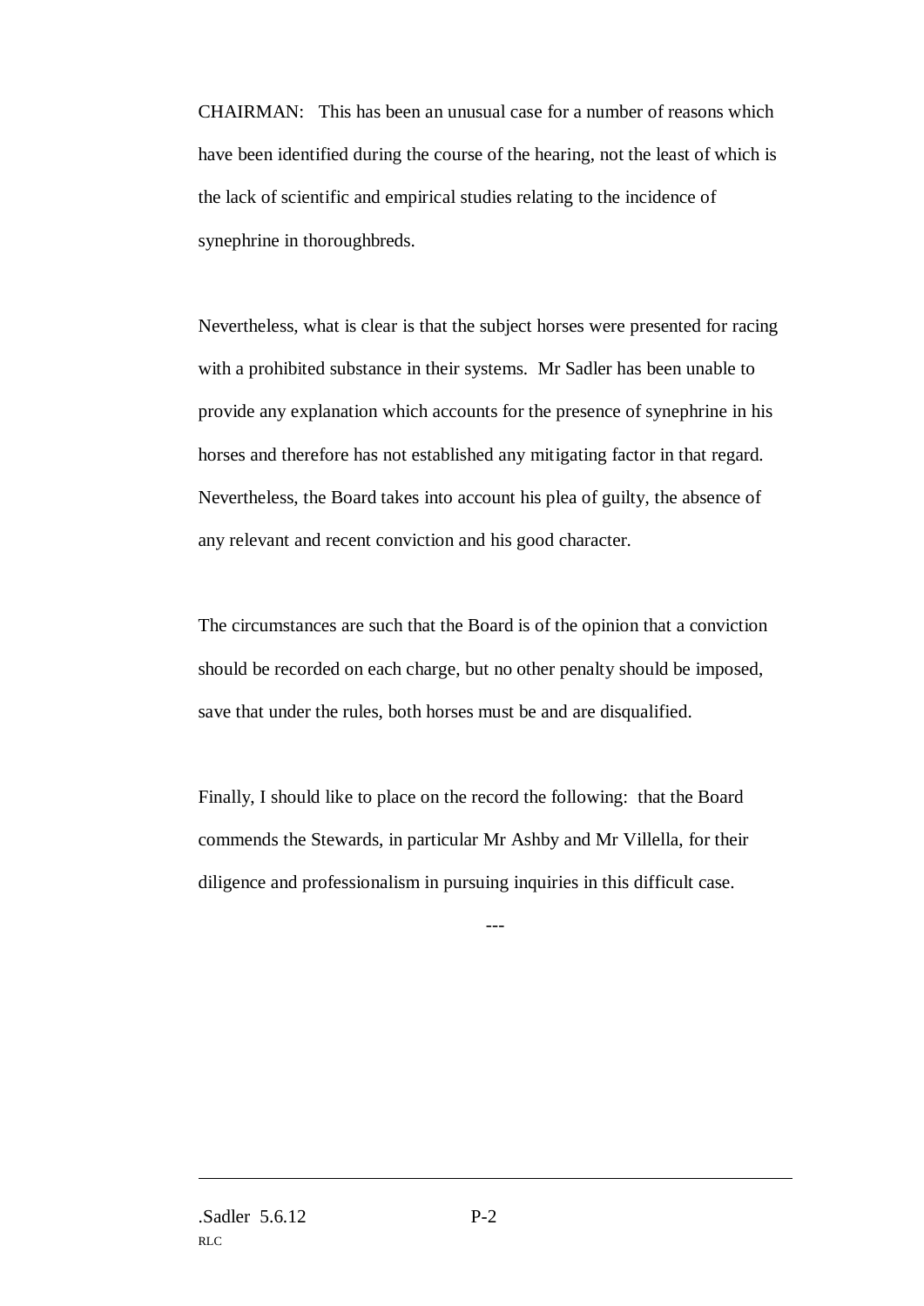CHAIRMAN: This has been an unusual case for a number of reasons which have been identified during the course of the hearing, not the least of which is the lack of scientific and empirical studies relating to the incidence of synephrine in thoroughbreds.

Nevertheless, what is clear is that the subject horses were presented for racing with a prohibited substance in their systems. Mr Sadler has been unable to provide any explanation which accounts for the presence of synephrine in his horses and therefore has not established any mitigating factor in that regard. Nevertheless, the Board takes into account his plea of guilty, the absence of any relevant and recent conviction and his good character.

The circumstances are such that the Board is of the opinion that a conviction should be recorded on each charge, but no other penalty should be imposed, save that under the rules, both horses must be and are disqualified.

Finally, I should like to place on the record the following: that the Board commends the Stewards, in particular Mr Ashby and Mr Villella, for their diligence and professionalism in pursuing inquiries in this difficult case.

---